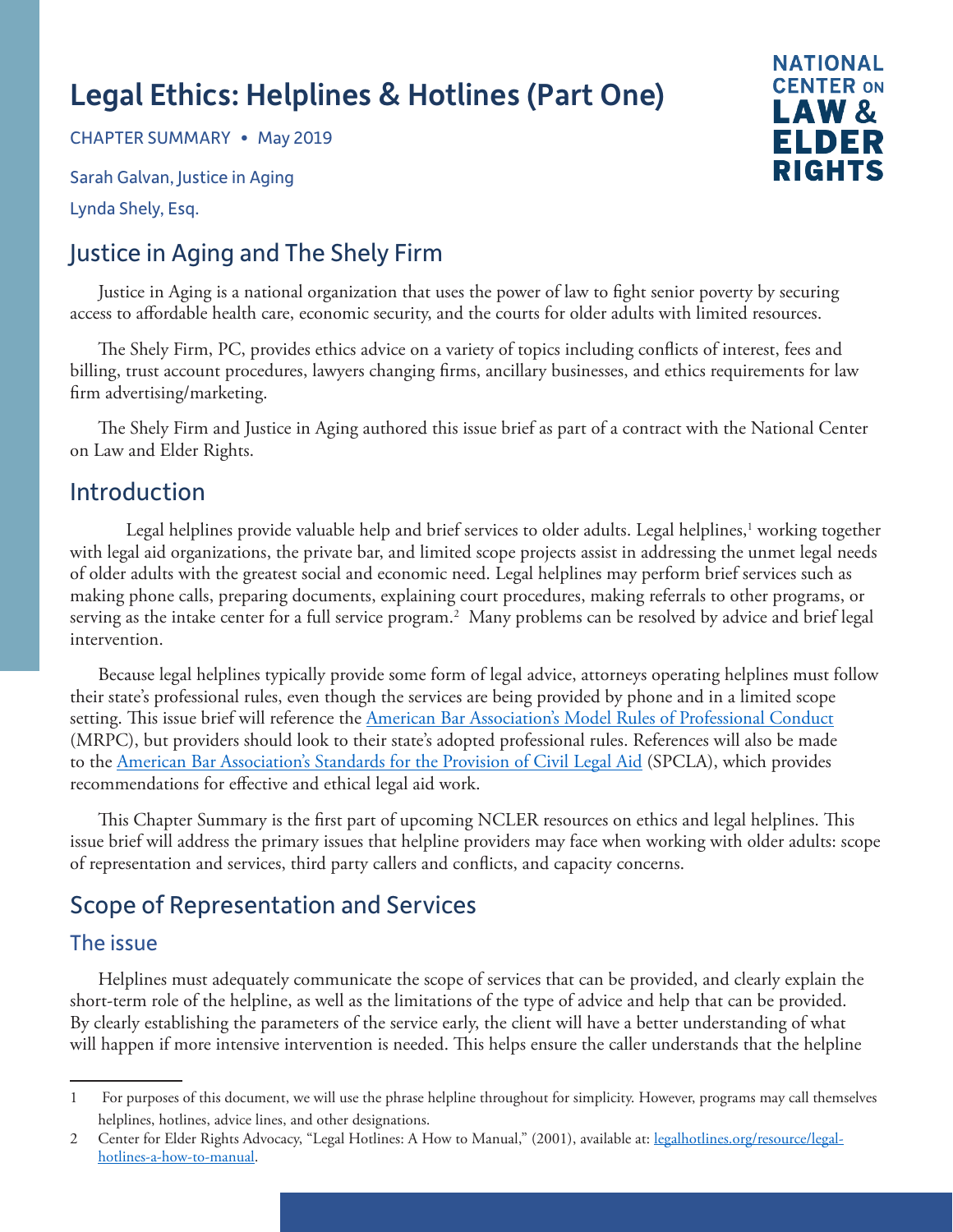# Legal Ethics: Helplines & Hotlines (Part One)

CHAPTER SUMMARY • May 2019

Sarah Galvan, Justice in Aging

Lynda Shely, Esq.

NATIONAL CENTER ON LAW & ELDER RIGHTS

## Justice in Aging and The Shely Firm

Justice in Aging is a national organization that uses the power of law to fight senior poverty by securing access to affordable health care, economic security, and the courts for older adults with limited resources.

The Shely Firm, PC, provides ethics advice on a variety of topics including conflicts of interest, fees and billing, trust account procedures, lawyers changing firms, ancillary businesses, and ethics requirements for law firm advertising/marketing.

The Shely Firm and Justice in Aging authored this issue brief as part of a contract with the National Center on Law and Elder Rights.

## Introduction

Legal helplines provide valuable help and brief services to older adults. Legal helplines,[1] working together with legal aid organizations, the private bar, and limited scope projects assist in addressing the unmet legal needs of older adults with the greatest social and economic need. Legal helplines may perform brief services such as making phone calls, preparing documents, explaining court procedures, making referrals to other programs, or serving as the intake center for a full service program.[2] Many problems can be resolved by advice and brief legal intervention.

Because legal helplines typically provide some form of legal advice, attorneys operating helplines must follow their state's professional rules, even though the services are being provided by phone and in a limited scope setting. This issue brief will reference the [American Bar Association's Model Rules of Professional Conduct](https://www.americanbar.org/groups/professional_responsibility/publications/model_rules_of_professional_conduct/) (MRPC), but providers should look to their state's adopted professional rules. References will also be made to the [American Bar Association's Standards for the Provision of Civil Legal Aid](https://www.americanbar.org/groups/legal_aid_indigent_defendants/resource_center_for_access_to_justice/standards/) (SPCLA), which provides recommendations for effective and ethical legal aid work.

This Chapter Summary is the first part of upcoming NCLER resources on ethics and legal helplines. This issue brief will address the primary issues that helpline providers may face when working with older adults: scope of representation and services, third party callers and conflicts, and capacity concerns.

## Scope of Representation and Services

### The issue

Helplines must adequately communicate the scope of services that can be provided, and clearly explain the short-term role of the helpline, as well as the limitations of the type of advice and help that can be provided. By clearly establishing the parameters of the service early, the client will have a better understanding of what will happen if more intensive intervention is needed. This helps ensure the caller understands that the helpline

---

1 For purposes of this document, we will use the phrase helpline throughout for simplicity. However, programs may call themselves helplines, hotlines, advice lines, and other designations.

2 Center for Elder Rights Advocacy, "Legal Hotlines: A How to Manual," (2001), available at: [legalhotlines.org/resource/legal-hotlines-a-how-to-manual](https://legalhotlines.org/resource/legal-hotlines-a-how-to-manual).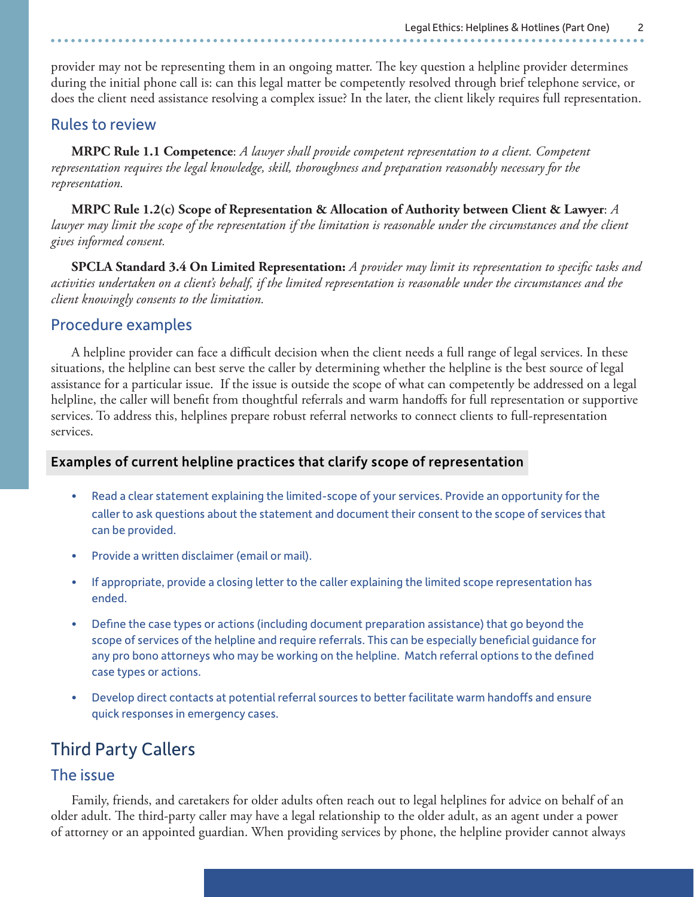provider may not be representing them in an ongoing matter. The key question a helpline provider determines during the initial phone call is: can this legal matter be competently resolved through brief telephone service, or does the client need assistance resolving a complex issue? In the later, the client likely requires full representation.

### Rules to review

**MRPC Rule 1.1 Competence**: *A lawyer shall provide competent representation to a client. Competent representation requires the legal knowledge, skill, thoroughness and preparation reasonably necessary for the representation.*

**MRPC Rule 1.2(c) Scope of Representation & Allocation of Authority between Client & Lawyer**: *A lawyer may limit the scope of the representation if the limitation is reasonable under the circumstances and the client gives informed consent.*

**SPCLA Standard 3.4 On Limited Representation:** *A provider may limit its representation to specific tasks and activities undertaken on a client's behalf, if the limited representation is reasonable under the circumstances and the client knowingly consents to the limitation.*

### Procedure examples

A helpline provider can face a difficult decision when the client needs a full range of legal services. In these situations, the helpline can best serve the caller by determining whether the helpline is the best source of legal assistance for a particular issue. If the issue is outside the scope of what can competently be addressed on a legal helpline, the caller will benefit from thoughtful referrals and warm handoffs for full representation or supportive services. To address this, helplines prepare robust referral networks to connect clients to full-representation services.

**Examples of current helpline practices that clarify scope of representation**

- Read a clear statement explaining the limited-scope of your services. Provide an opportunity for the caller to ask questions about the statement and document their consent to the scope of services that can be provided.
- Provide a written disclaimer (email or mail).
- If appropriate, provide a closing letter to the caller explaining the limited scope representation has ended.
- Define the case types or actions (including document preparation assistance) that go beyond the scope of services of the helpline and require referrals. This can be especially beneficial guidance for any pro bono attorneys who may be working on the helpline. Match referral options to the defined case types or actions.
- Develop direct contacts at potential referral sources to better facilitate warm handoffs and ensure quick responses in emergency cases.

## Third Party Callers

### The issue

Family, friends, and caretakers for older adults often reach out to legal helplines for advice on behalf of an older adult. The third-party caller may have a legal relationship to the older adult, as an agent under a power of attorney or an appointed guardian. When providing services by phone, the helpline provider cannot always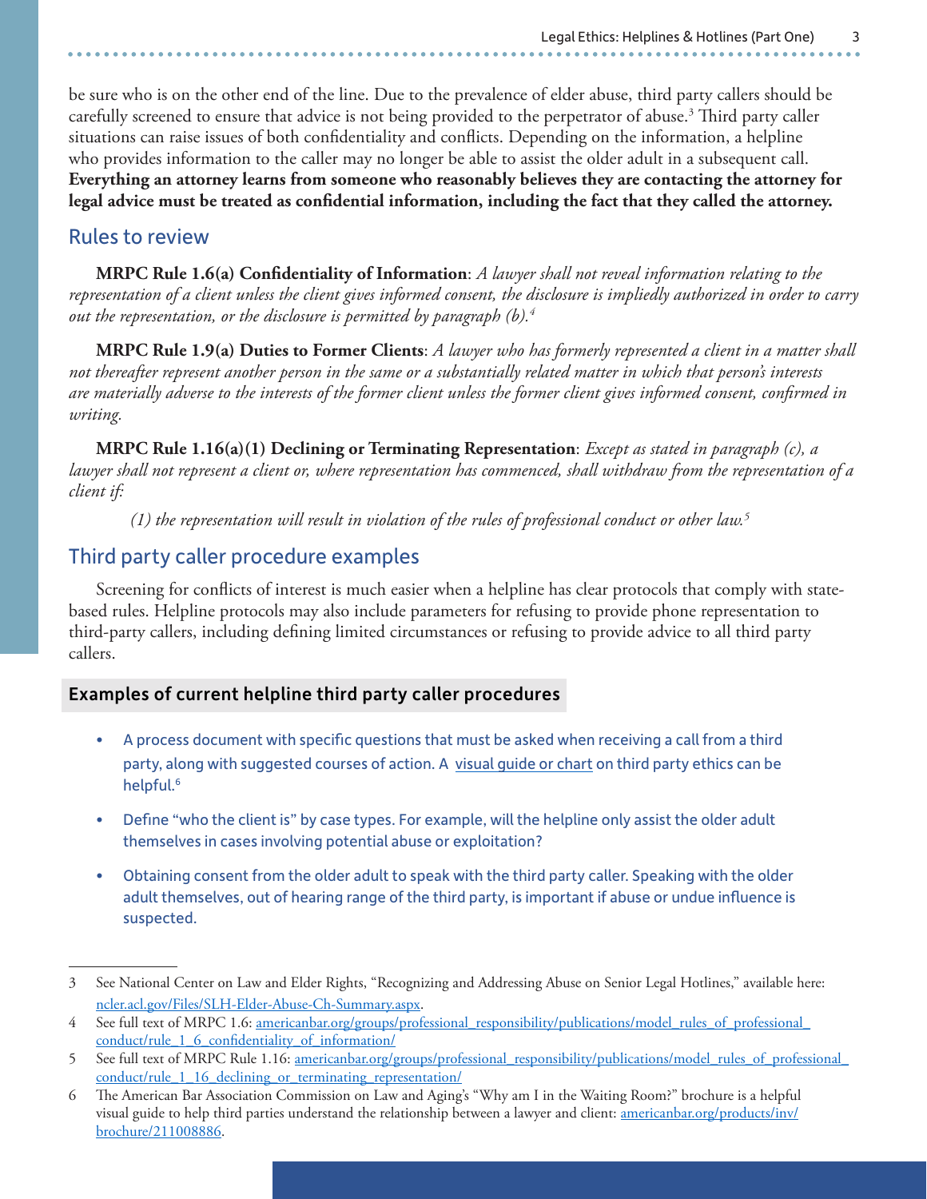be sure who is on the other end of the line. Due to the prevalence of elder abuse, third party callers should be carefully screened to ensure that advice is not being provided to the perpetrator of abuse.[3] Third party caller situations can raise issues of both confidentiality and conflicts. Depending on the information, a helpline who provides information to the caller may no longer be able to assist the older adult in a subsequent call. **Everything an attorney learns from someone who reasonably believes they are contacting the attorney for legal advice must be treated as confidential information, including the fact that they called the attorney.**

## Rules to review

**MRPC Rule 1.6(a) Confidentiality of Information**: *A lawyer shall not reveal information relating to the representation of a client unless the client gives informed consent, the disclosure is impliedly authorized in order to carry out the representation, or the disclosure is permitted by paragraph (b).*[4]

**MRPC Rule 1.9(a) Duties to Former Clients**: *A lawyer who has formerly represented a client in a matter shall not thereafter represent another person in the same or a substantially related matter in which that person's interests are materially adverse to the interests of the former client unless the former client gives informed consent, confirmed in writing.*

**MRPC Rule 1.16(a)(1) Declining or Terminating Representation**: *Except as stated in paragraph (c), a lawyer shall not represent a client or, where representation has commenced, shall withdraw from the representation of a client if:*

*(1) the representation will result in violation of the rules of professional conduct or other law.*[5]

## Third party caller procedure examples

Screening for conflicts of interest is much easier when a helpline has clear protocols that comply with state-based rules. Helpline protocols may also include parameters for refusing to provide phone representation to third-party callers, including defining limited circumstances or refusing to provide advice to all third party callers.

### Examples of current helpline third party caller procedures

- A process document with specific questions that must be asked when receiving a call from a third party, along with suggested courses of action. A visual guide or chart on third party ethics can be helpful.[6]
- Define "who the client is" by case types. For example, will the helpline only assist the older adult themselves in cases involving potential abuse or exploitation?
- Obtaining consent from the older adult to speak with the third party caller. Speaking with the older adult themselves, out of hearing range of the third party, is important if abuse or undue influence is suspected.

---

3 See National Center on Law and Elder Rights, "Recognizing and Addressing Abuse on Senior Legal Hotlines," available here: ncler.acl.gov/Files/SLH-Elder-Abuse-Ch-Summary.aspx.

4 See full text of MRPC 1.6: americanbar.org/groups/professional_responsibility/publications/model_rules_of_professional_conduct/rule_1_6_confidentiality_of_information/

5 See full text of MRPC Rule 1.16: americanbar.org/groups/professional_responsibility/publications/model_rules_of_professional_conduct/rule_1_16_declining_or_terminating_representation/

6 The American Bar Association Commission on Law and Aging's "Why am I in the Waiting Room?" brochure is a helpful visual guide to help third parties understand the relationship between a lawyer and client: americanbar.org/products/inv/brochure/211008886.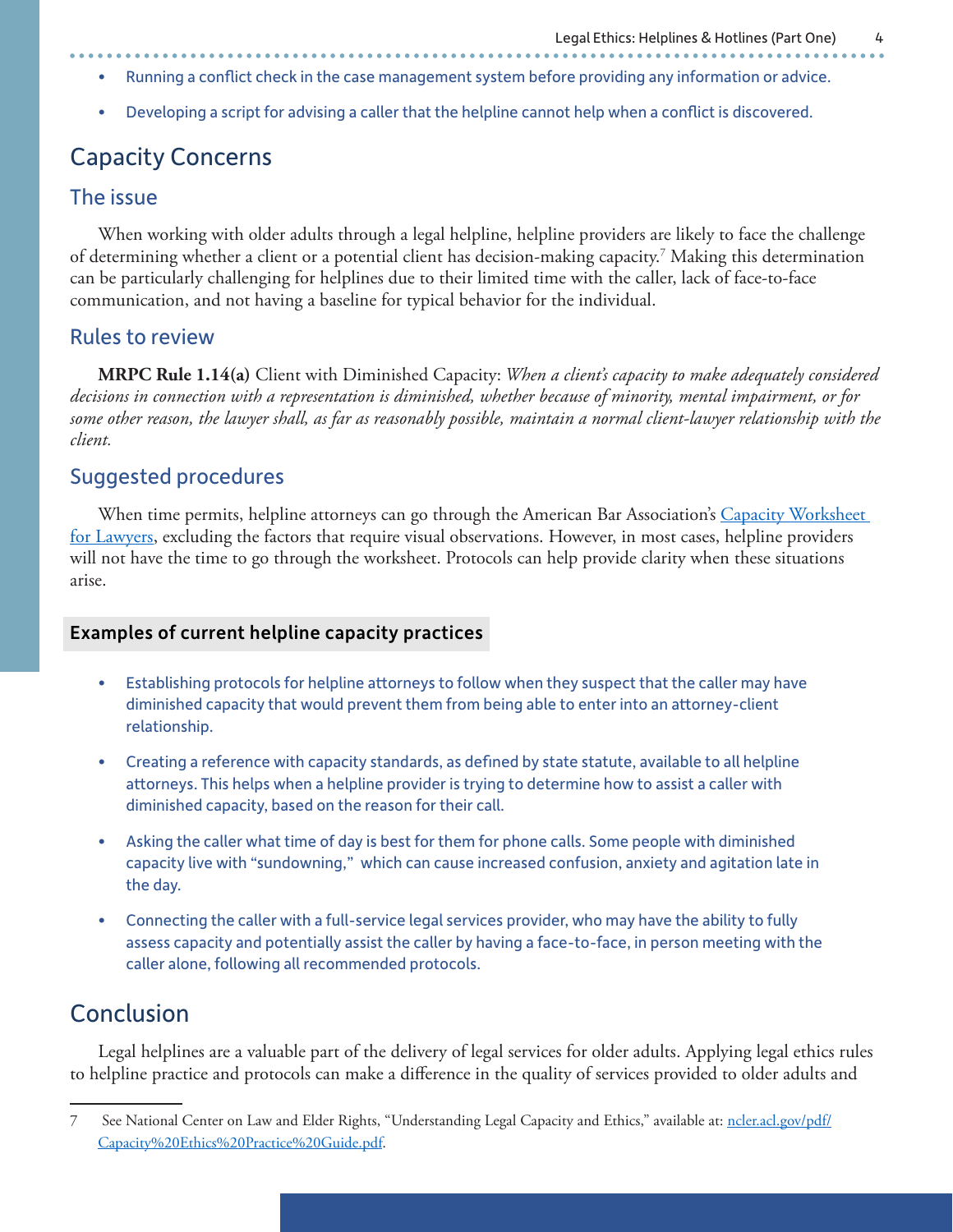- Running a conflict check in the case management system before providing any information or advice.
- Developing a script for advising a caller that the helpline cannot help when a conflict is discovered.

## Capacity Concerns

### The issue

When working with older adults through a legal helpline, helpline providers are likely to face the challenge of determining whether a client or a potential client has decision-making capacity.[7] Making this determination can be particularly challenging for helplines due to their limited time with the caller, lack of face-to-face communication, and not having a baseline for typical behavior for the individual.

### Rules to review

**MRPC Rule 1.14(a)** Client with Diminished Capacity: *When a client's capacity to make adequately considered decisions in connection with a representation is diminished, whether because of minority, mental impairment, or for some other reason, the lawyer shall, as far as reasonably possible, maintain a normal client-lawyer relationship with the client.*

### Suggested procedures

When time permits, helpline attorneys can go through the American Bar Association's [Capacity Worksheet for Lawyers](), excluding the factors that require visual observations. However, in most cases, helpline providers will not have the time to go through the worksheet. Protocols can help provide clarity when these situations arise.

**Examples of current helpline capacity practices**

- Establishing protocols for helpline attorneys to follow when they suspect that the caller may have diminished capacity that would prevent them from being able to enter into an attorney-client relationship.
- Creating a reference with capacity standards, as defined by state statute, available to all helpline attorneys. This helps when a helpline provider is trying to determine how to assist a caller with diminished capacity, based on the reason for their call.
- Asking the caller what time of day is best for them for phone calls. Some people with diminished capacity live with "sundowning," which can cause increased confusion, anxiety and agitation late in the day.
- Connecting the caller with a full-service legal services provider, who may have the ability to fully assess capacity and potentially assist the caller by having a face-to-face, in person meeting with the caller alone, following all recommended protocols.

## Conclusion

Legal helplines are a valuable part of the delivery of legal services for older adults. Applying legal ethics rules to helpline practice and protocols can make a difference in the quality of services provided to older adults and

---

7 See National Center on Law and Elder Rights, "Understanding Legal Capacity and Ethics," available at: [ncler.acl.gov/pdf/Capacity%20Ethics%20Practice%20Guide.pdf](ncler.acl.gov/pdf/Capacity%20Ethics%20Practice%20Guide.pdf).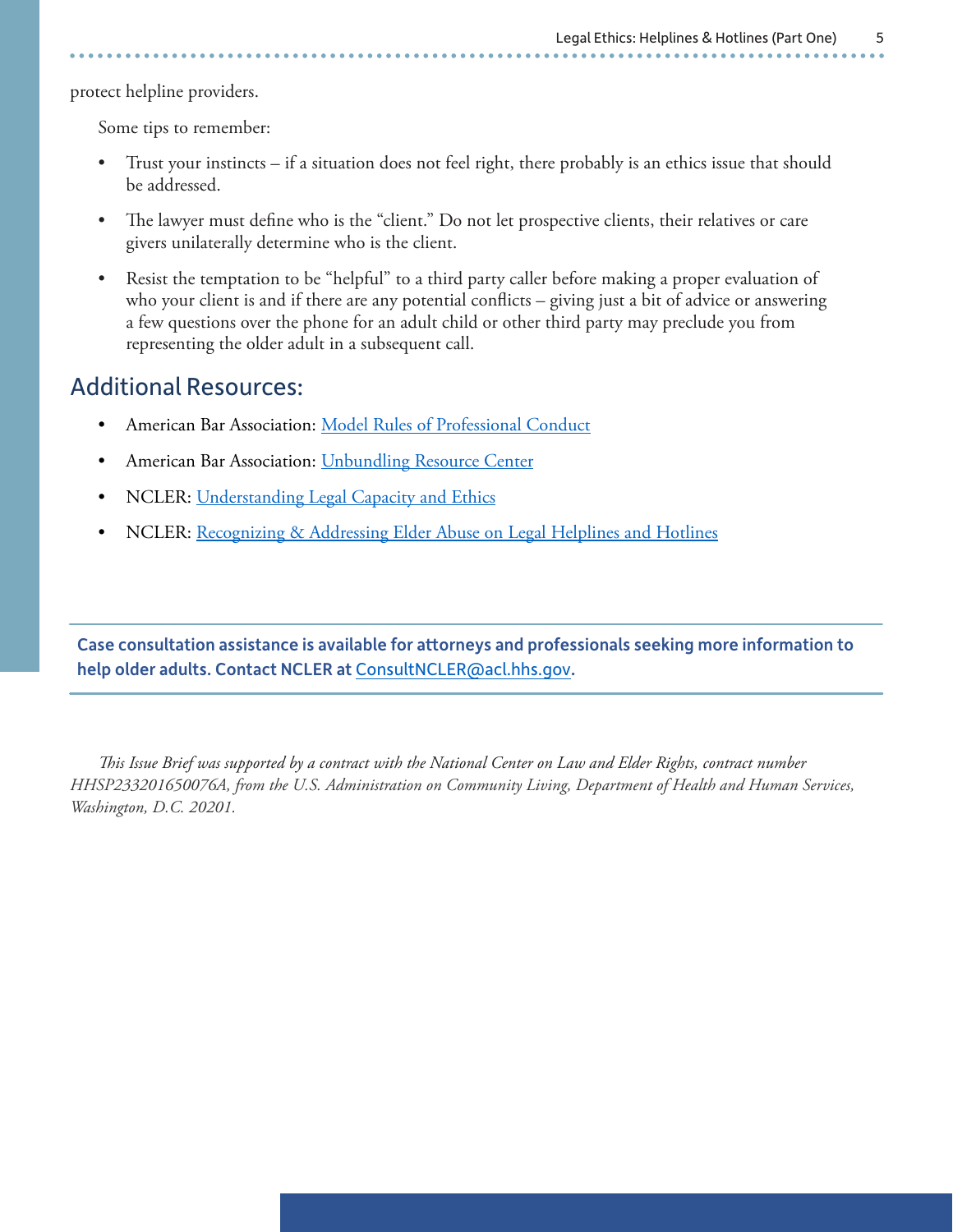protect helpline providers.

Some tips to remember:

- Trust your instincts – if a situation does not feel right, there probably is an ethics issue that should be addressed.
- The lawyer must define who is the "client." Do not let prospective clients, their relatives or care givers unilaterally determine who is the client.
- Resist the temptation to be "helpful" to a third party caller before making a proper evaluation of who your client is and if there are any potential conflicts – giving just a bit of advice or answering a few questions over the phone for an adult child or other third party may preclude you from representing the older adult in a subsequent call.

## Additional Resources:

- American Bar Association: Model Rules of Professional Conduct
- American Bar Association: Unbundling Resource Center
- NCLER: Understanding Legal Capacity and Ethics
- NCLER: Recognizing & Addressing Elder Abuse on Legal Helplines and Hotlines

**Case consultation assistance is available for attorneys and professionals seeking more information to help older adults. Contact NCLER at ConsultNCLER@acl.hhs.gov.**

*This Issue Brief was supported by a contract with the National Center on Law and Elder Rights, contract number HHSP233201650076A, from the U.S. Administration on Community Living, Department of Health and Human Services, Washington, D.C. 20201.*